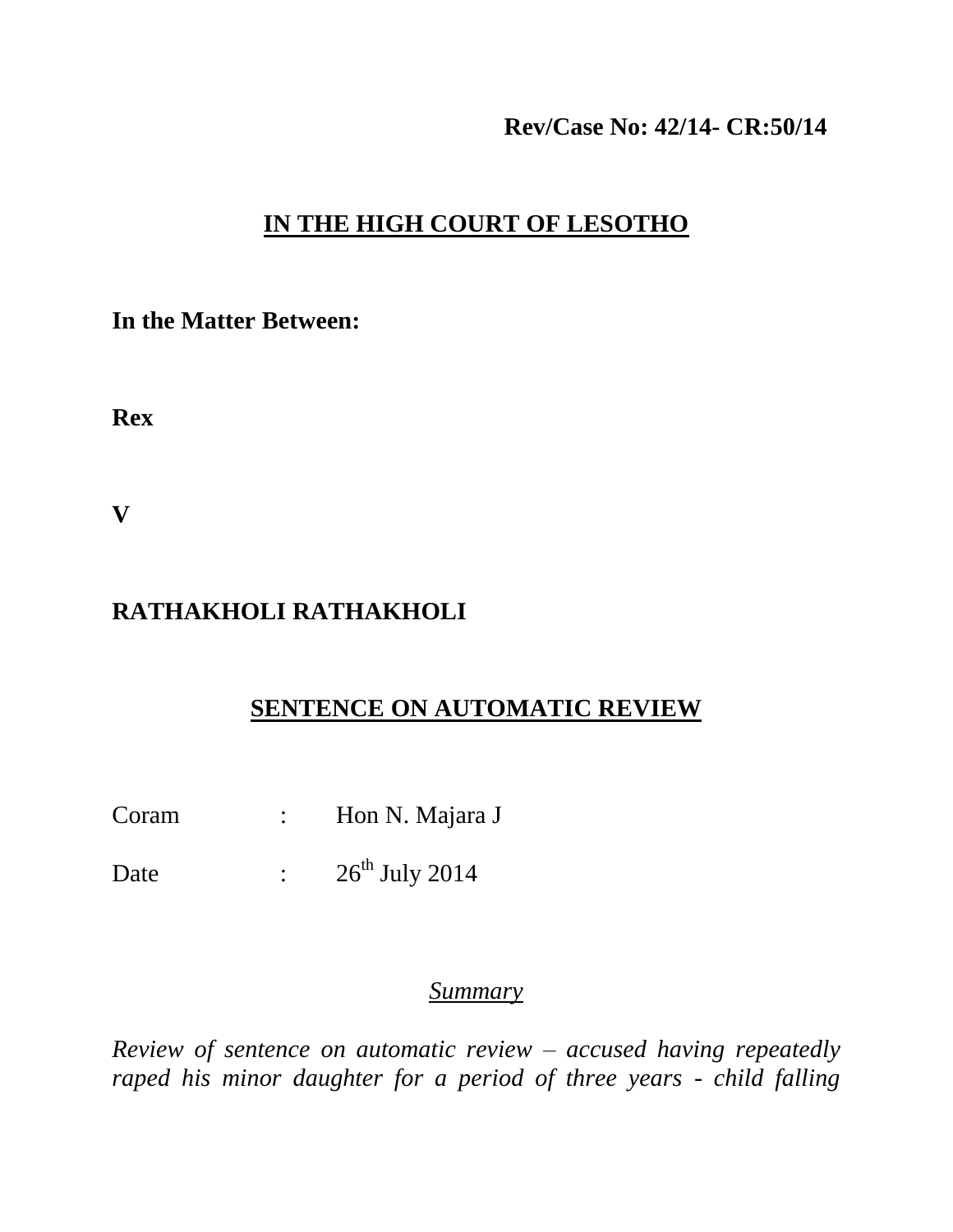**Rev/Case No: 42/14- CR:50/14**

# IN THE HIGH COURT OF LESOTHO

**In the Matter Between:**

**Rex**

**V**

**RATHAKHOLI RATHAKHOLI**

## SENTENCE ON AUTOMATIC REVIEW

Coram : Hon N. Majara J

Date : 26th July 2014

*Summary*

*Review of sentence on automatic review – accused having repeatedly raped his minor daughter for a period of three years - child falling*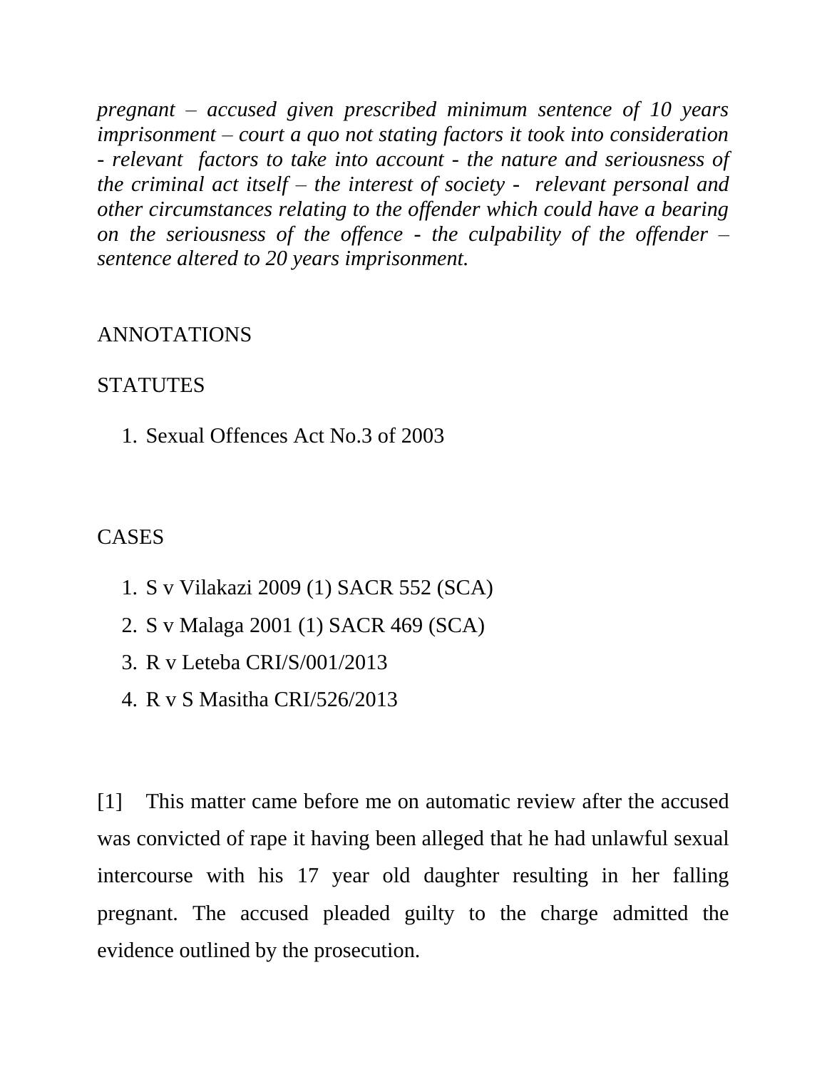*pregnant – accused given prescribed minimum sentence of 10 years imprisonment – court a quo not stating factors it took into consideration - relevant factors to take into account - the nature and seriousness of the criminal act itself – the interest of society - relevant personal and other circumstances relating to the offender which could have a bearing on the seriousness of the offence - the culpability of the offender – sentence altered to 20 years imprisonment.*

ANNOTATIONS

STATUTES

1. Sexual Offences Act No.3 of 2003

CASES

1. S v Vilakazi 2009 (1) SACR 552 (SCA)
2. S v Malaga 2001 (1) SACR 469 (SCA)
3. R v Leteba CRI/S/001/2013
4. R v S Masitha CRI/526/2013

[1] This matter came before me on automatic review after the accused was convicted of rape it having been alleged that he had unlawful sexual intercourse with his 17 year old daughter resulting in her falling pregnant. The accused pleaded guilty to the charge admitted the evidence outlined by the prosecution.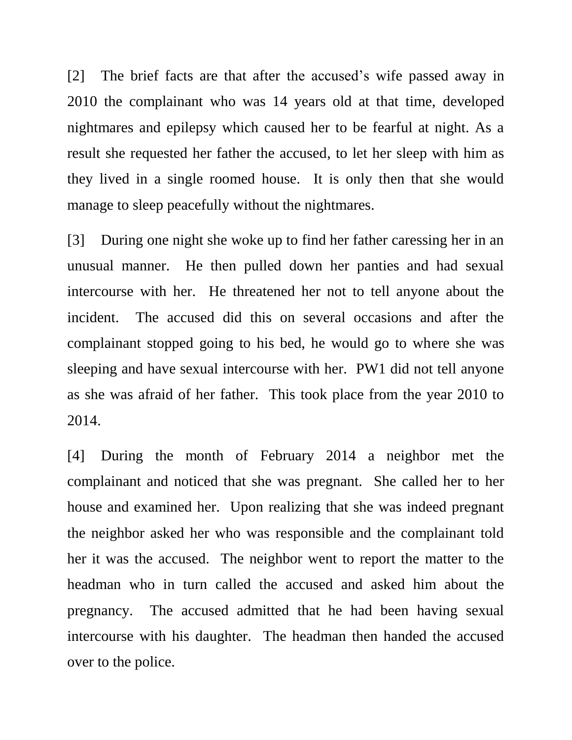[2] The brief facts are that after the accused's wife passed away in 2010 the complainant who was 14 years old at that time, developed nightmares and epilepsy which caused her to be fearful at night. As a result she requested her father the accused, to let her sleep with him as they lived in a single roomed house. It is only then that she would manage to sleep peacefully without the nightmares.

[3] During one night she woke up to find her father caressing her in an unusual manner. He then pulled down her panties and had sexual intercourse with her. He threatened her not to tell anyone about the incident. The accused did this on several occasions and after the complainant stopped going to his bed, he would go to where she was sleeping and have sexual intercourse with her. PW1 did not tell anyone as she was afraid of her father. This took place from the year 2010 to 2014.

[4] During the month of February 2014 a neighbor met the complainant and noticed that she was pregnant. She called her to her house and examined her. Upon realizing that she was indeed pregnant the neighbor asked her who was responsible and the complainant told her it was the accused. The neighbor went to report the matter to the headman who in turn called the accused and asked him about the pregnancy. The accused admitted that he had been having sexual intercourse with his daughter. The headman then handed the accused over to the police.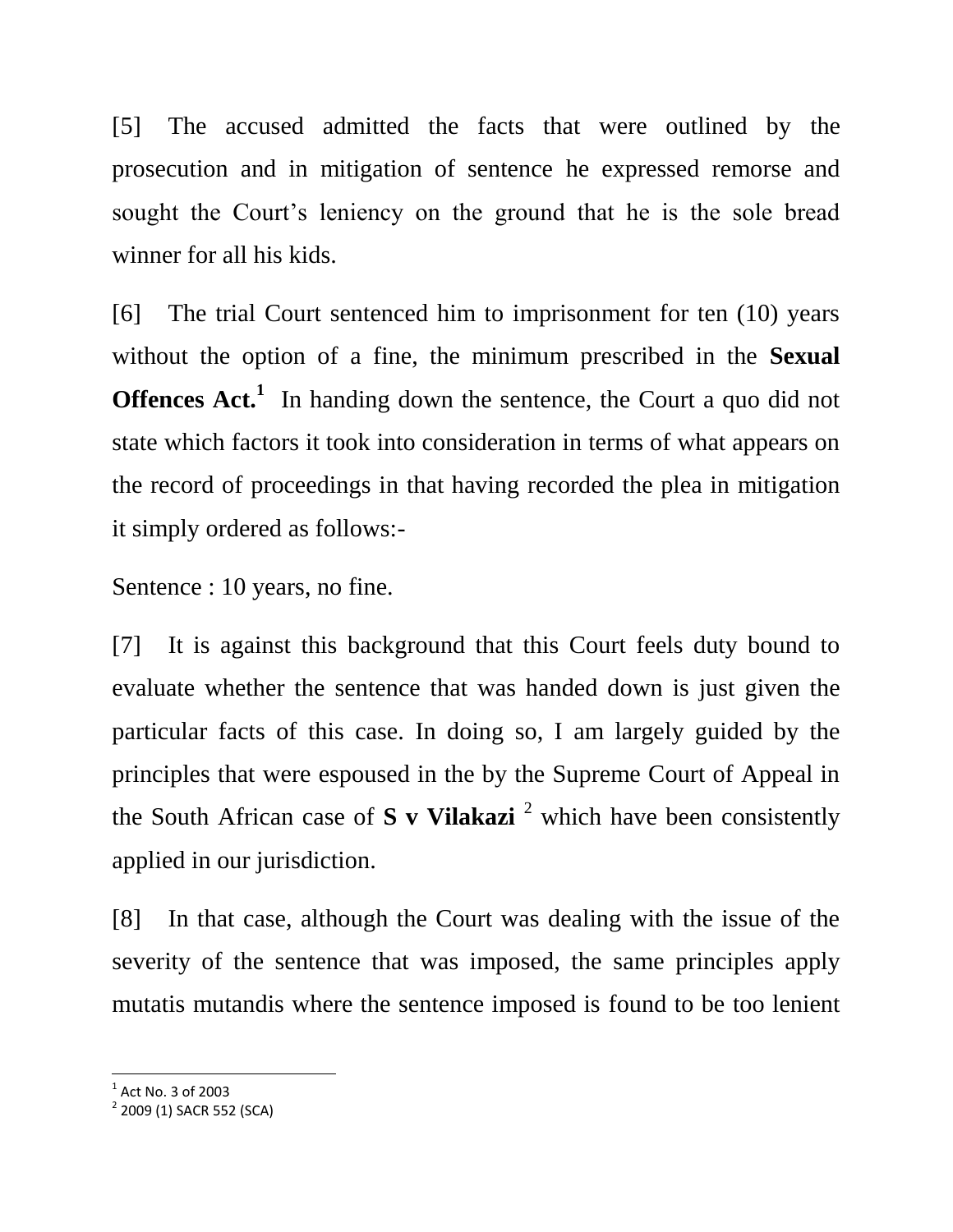[5] The accused admitted the facts that were outlined by the prosecution and in mitigation of sentence he expressed remorse and sought the Court's leniency on the ground that he is the sole bread winner for all his kids.

[6] The trial Court sentenced him to imprisonment for ten (10) years without the option of a fine, the minimum prescribed in the **Sexual Offences Act.**[1] In handing down the sentence, the Court a quo did not state which factors it took into consideration in terms of what appears on the record of proceedings in that having recorded the plea in mitigation it simply ordered as follows:-

Sentence : 10 years, no fine.

[7] It is against this background that this Court feels duty bound to evaluate whether the sentence that was handed down is just given the particular facts of this case. In doing so, I am largely guided by the principles that were espoused in the by the Supreme Court of Appeal in the South African case of **S v Vilakazi** [2] which have been consistently applied in our jurisdiction.

[8] In that case, although the Court was dealing with the issue of the severity of the sentence that was imposed, the same principles apply mutatis mutandis where the sentence imposed is found to be too lenient

---

[1] Act No. 3 of 2003

[2] 2009 (1) SACR 552 (SCA)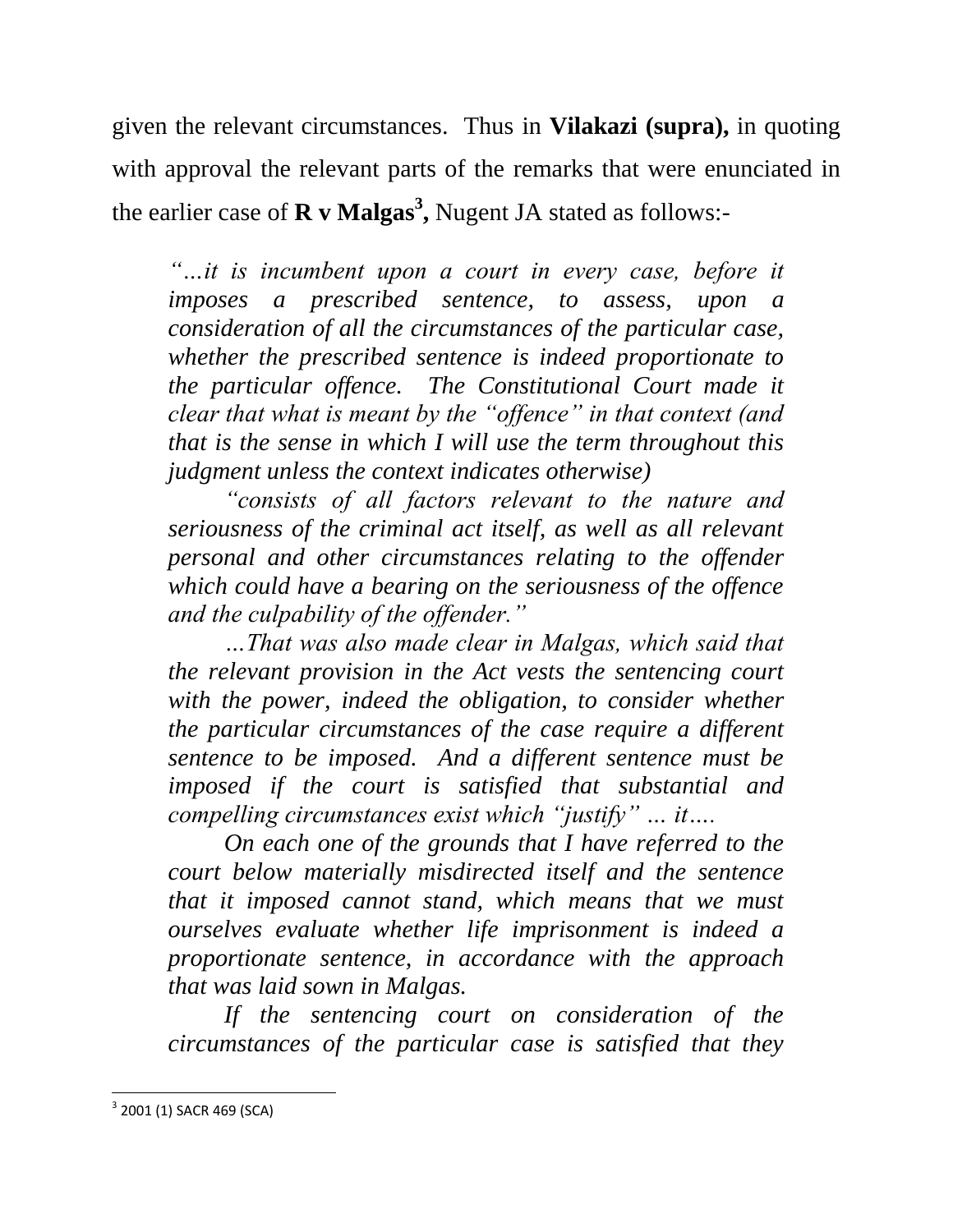given the relevant circumstances. Thus in **Vilakazi (supra),** in quoting with approval the relevant parts of the remarks that were enunciated in the earlier case of **R v Malgas**[3]**,** Nugent JA stated as follows:-

> *"…it is incumbent upon a court in every case, before it imposes a prescribed sentence, to assess, upon a consideration of all the circumstances of the particular case, whether the prescribed sentence is indeed proportionate to the particular offence. The Constitutional Court made it clear that what is meant by the "offence" in that context (and that is the sense in which I will use the term throughout this judgment unless the context indicates otherwise)*
>
> *"consists of all factors relevant to the nature and seriousness of the criminal act itself, as well as all relevant personal and other circumstances relating to the offender which could have a bearing on the seriousness of the offence and the culpability of the offender."*
>
> *…That was also made clear in Malgas, which said that the relevant provision in the Act vests the sentencing court with the power, indeed the obligation, to consider whether the particular circumstances of the case require a different sentence to be imposed. And a different sentence must be imposed if the court is satisfied that substantial and compelling circumstances exist which "justify" … it….*
>
> *On each one of the grounds that I have referred to the court below materially misdirected itself and the sentence that it imposed cannot stand, which means that we must ourselves evaluate whether life imprisonment is indeed a proportionate sentence, in accordance with the approach that was laid sown in Malgas.*
>
> *If the sentencing court on consideration of the circumstances of the particular case is satisfied that they*

[3] 2001 (1) SACR 469 (SCA)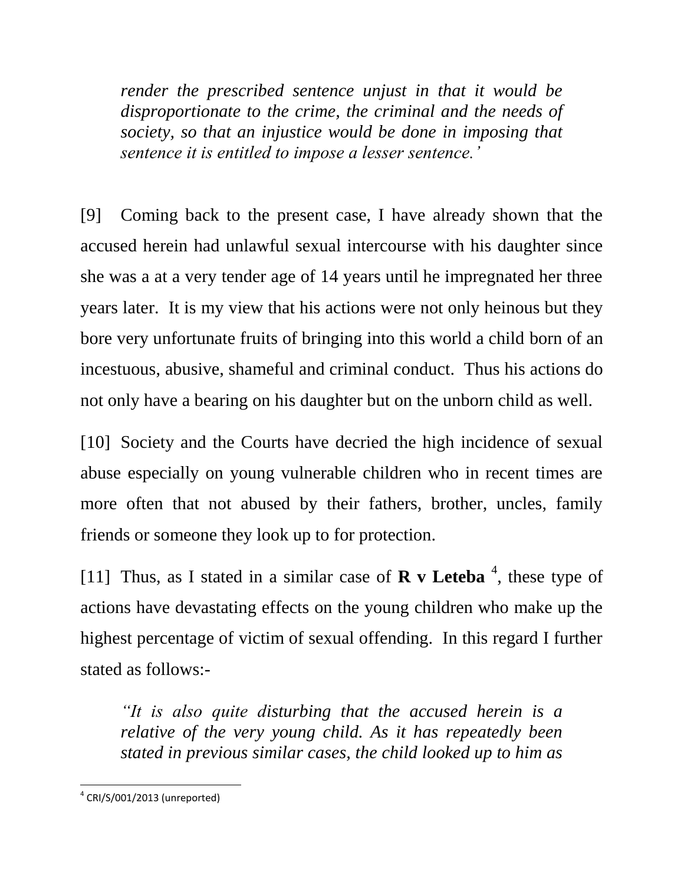> *render the prescribed sentence unjust in that it would be disproportionate to the crime, the criminal and the needs of society, so that an injustice would be done in imposing that sentence it is entitled to impose a lesser sentence.'*

[9] Coming back to the present case, I have already shown that the accused herein had unlawful sexual intercourse with his daughter since she was a at a very tender age of 14 years until he impregnated her three years later. It is my view that his actions were not only heinous but they bore very unfortunate fruits of bringing into this world a child born of an incestuous, abusive, shameful and criminal conduct. Thus his actions do not only have a bearing on his daughter but on the unborn child as well.

[10] Society and the Courts have decried the high incidence of sexual abuse especially on young vulnerable children who in recent times are more often that not abused by their fathers, brother, uncles, family friends or someone they look up to for protection.

[11] Thus, as I stated in a similar case of **R v Leteba** [4], these type of actions have devastating effects on the young children who make up the highest percentage of victim of sexual offending. In this regard I further stated as follows:-

> *"It is also quite disturbing that the accused herein is a relative of the very young child. As it has repeatedly been stated in previous similar cases, the child looked up to him as*

[4] CRI/S/001/2013 (unreported)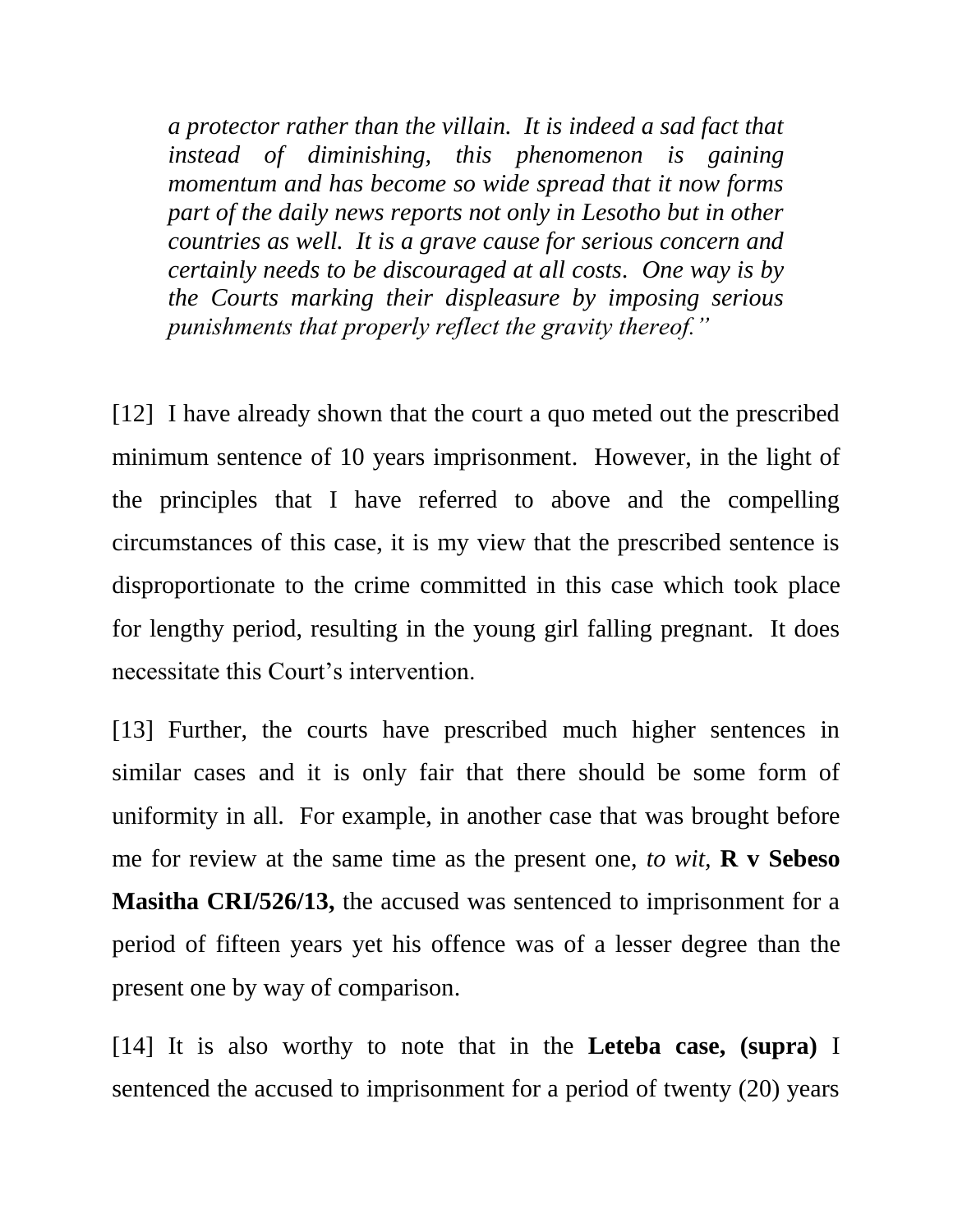*a protector rather than the villain. It is indeed a sad fact that instead of diminishing, this phenomenon is gaining momentum and has become so wide spread that it now forms part of the daily news reports not only in Lesotho but in other countries as well. It is a grave cause for serious concern and certainly needs to be discouraged at all costs. One way is by the Courts marking their displeasure by imposing serious punishments that properly reflect the gravity thereof."*

[12] I have already shown that the court a quo meted out the prescribed minimum sentence of 10 years imprisonment. However, in the light of the principles that I have referred to above and the compelling circumstances of this case, it is my view that the prescribed sentence is disproportionate to the crime committed in this case which took place for lengthy period, resulting in the young girl falling pregnant. It does necessitate this Court's intervention.

[13] Further, the courts have prescribed much higher sentences in similar cases and it is only fair that there should be some form of uniformity in all. For example, in another case that was brought before me for review at the same time as the present one, *to wit,* **R v Sebeso Masitha CRI/526/13,** the accused was sentenced to imprisonment for a period of fifteen years yet his offence was of a lesser degree than the present one by way of comparison.

[14] It is also worthy to note that in the **Leteba case, (supra)** I sentenced the accused to imprisonment for a period of twenty (20) years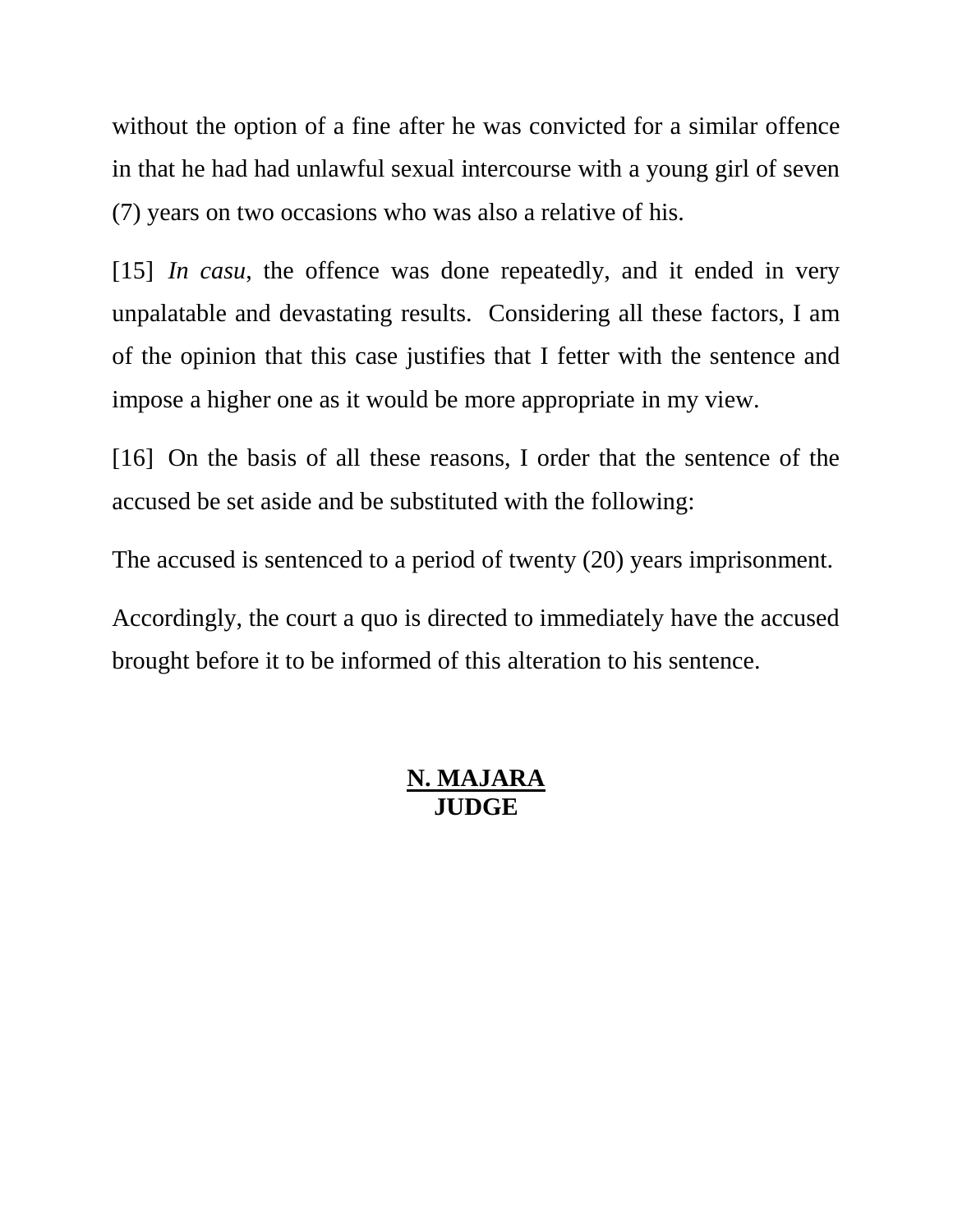without the option of a fine after he was convicted for a similar offence in that he had had unlawful sexual intercourse with a young girl of seven (7) years on two occasions who was also a relative of his.

[15] *In casu*, the offence was done repeatedly, and it ended in very unpalatable and devastating results. Considering all these factors, I am of the opinion that this case justifies that I fetter with the sentence and impose a higher one as it would be more appropriate in my view.

[16] On the basis of all these reasons, I order that the sentence of the accused be set aside and be substituted with the following:

The accused is sentenced to a period of twenty (20) years imprisonment.

Accordingly, the court a quo is directed to immediately have the accused brought before it to be informed of this alteration to his sentence.

**N. MAJARA**
**JUDGE**